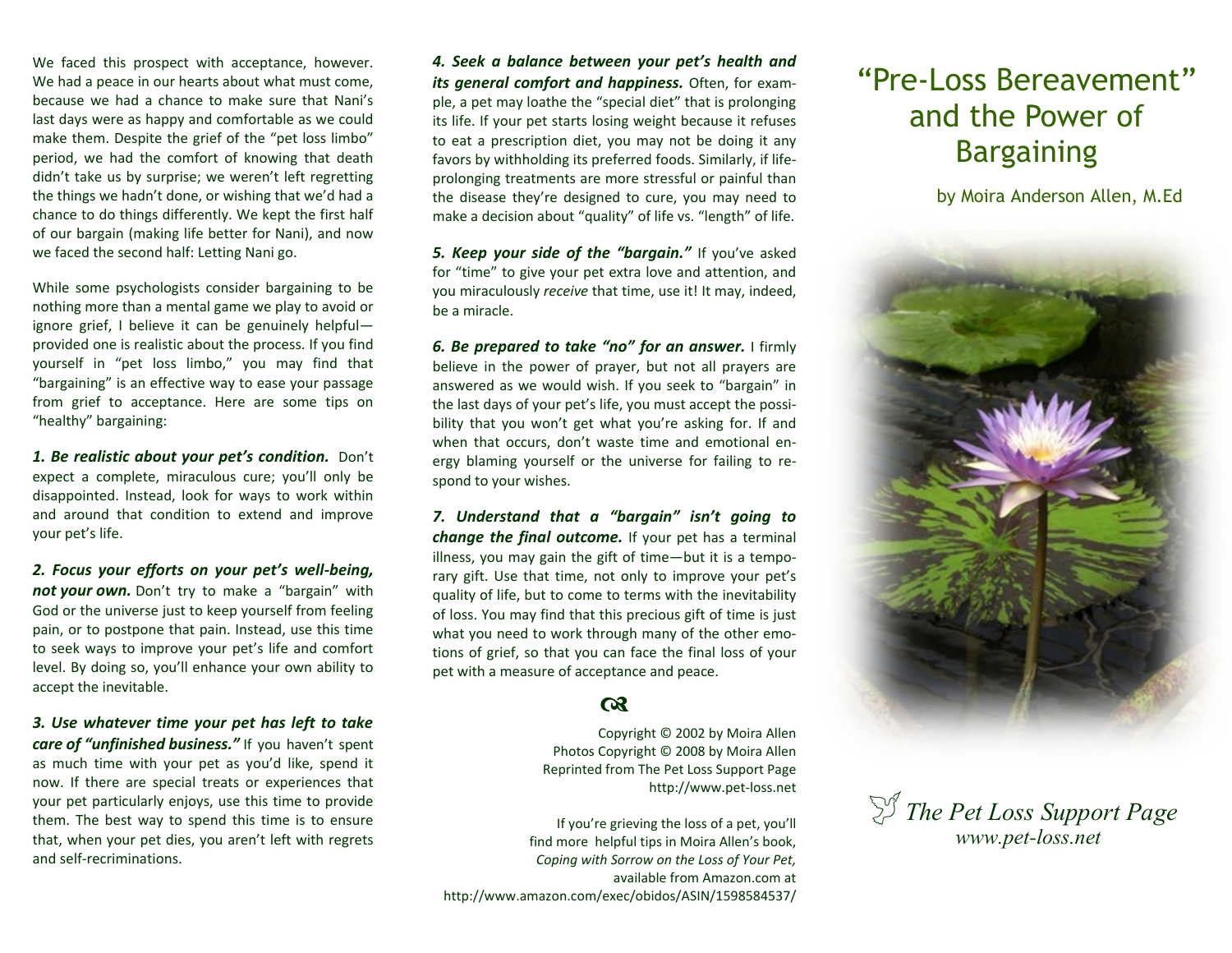We faced this prospect with acceptance, however. We had a peace in our hearts about what must come, because we had a chance to make sure that Nani's last days were as happy and comfortable as we could make them. Despite the grief of the "pet loss limbo" period, we had the comfort of knowing that death didn't take us by surprise; we weren't left regretting the things we hadn't done, or wishing that we'd had a chance to do things differently. We kept the first half of our bargain (making life better for Nani), and now we faced the second half: Letting Nani go.

While some psychologists consider bargaining to be nothing more than a mental game we play to avoid or ignore grief, I believe it can be genuinely helpful—provided one is realistic about the process. If you find yourself in "pet loss limbo," you may find that "bargaining" is an effective way to ease your passage from grief to acceptance. Here are some tips on "healthy" bargaining:

***1. Be realistic about your pet's condition.*** Don't expect a complete, miraculous cure; you'll only be disappointed. Instead, look for ways to work within and around that condition to extend and improve your pet's life.

***2. Focus your efforts on your pet's well-being, not your own.*** Don't try to make a "bargain" with God or the universe just to keep yourself from feeling pain, or to postpone that pain. Instead, use this time to seek ways to improve your pet's life and comfort level. By doing so, you'll enhance your own ability to accept the inevitable.

***3. Use whatever time your pet has left to take care of "unfinished business."*** If you haven't spent as much time with your pet as you'd like, spend it now. If there are special treats or experiences that your pet particularly enjoys, use this time to provide them. The best way to spend this time is to ensure that, when your pet dies, you aren't left with regrets and self-recriminations.

***4. Seek a balance between your pet's health and its general comfort and happiness.*** Often, for example, a pet may loathe the "special diet" that is prolonging its life. If your pet starts losing weight because it refuses to eat a prescription diet, you may not be doing it any favors by withholding its preferred foods. Similarly, if life-prolonging treatments are more stressful or painful than the disease they're designed to cure, you may need to make a decision about "quality" of life vs. "length" of life.

***5. Keep your side of the "bargain."*** If you've asked for "time" to give your pet extra love and attention, and you miraculously *receive* that time, use it! It may, indeed, be a miracle.

***6. Be prepared to take "no" for an answer.*** I firmly believe in the power of prayer, but not all prayers are answered as we would wish. If you seek to "bargain" in the last days of your pet's life, you must accept the possibility that you won't get what you're asking for. If and when that occurs, don't waste time and emotional energy blaming yourself or the universe for failing to respond to your wishes.

***7. Understand that a "bargain" isn't going to change the final outcome.*** If your pet has a terminal illness, you may gain the gift of time—but it is a temporary gift. Use that time, not only to improve your pet's quality of life, but to come to terms with the inevitability of loss. You may find that this precious gift of time is just what you need to work through many of the other emotions of grief, so that you can face the final loss of your pet with a measure of acceptance and peace.

Copyright © 2002 by Moira Allen
Photos Copyright © 2008 by Moira Allen
Reprinted from The Pet Loss Support Page
http://www.pet-loss.net

If you're grieving the loss of a pet, you'll find more helpful tips in Moira Allen's book, *Coping with Sorrow on the Loss of Your Pet,* available from Amazon.com at
http://www.amazon.com/exec/obidos/ASIN/1598584537/

# "Pre-Loss Bereavement" and the Power of Bargaining

by Moira Anderson Allen, M.Ed

*The Pet Loss Support Page*
*www.pet-loss.net*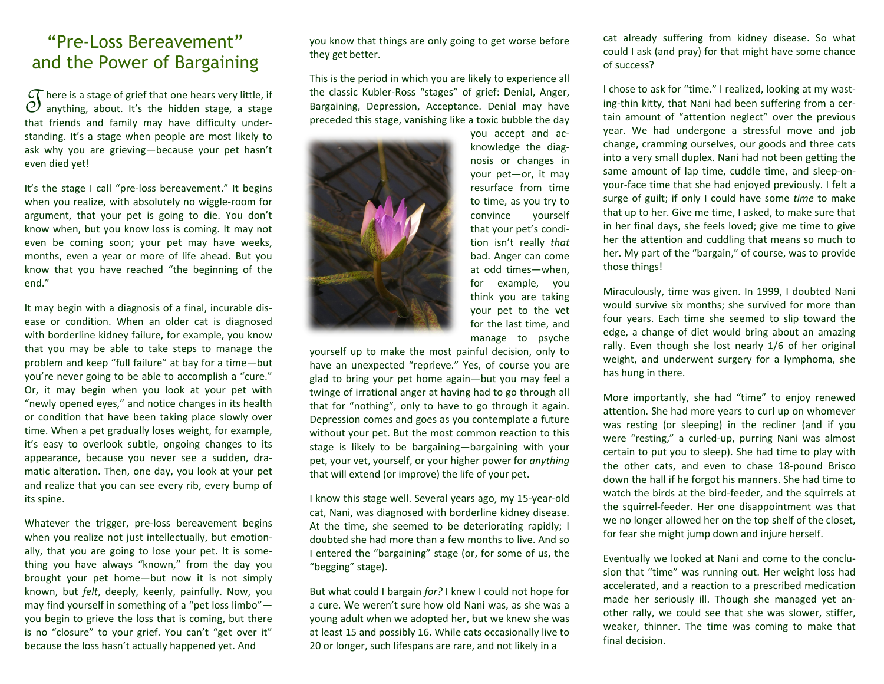# "Pre-Loss Bereavement" and the Power of Bargaining

There is a stage of grief that one hears very little, if anything, about. It's the hidden stage, a stage that friends and family may have difficulty understanding. It's a stage when people are most likely to ask why you are grieving—because your pet hasn't even died yet!

It's the stage I call "pre-loss bereavement." It begins when you realize, with absolutely no wiggle-room for argument, that your pet is going to die. You don't know when, but you know loss is coming. It may not even be coming soon; your pet may have weeks, months, even a year or more of life ahead. But you know that you have reached "the beginning of the end."

It may begin with a diagnosis of a final, incurable disease or condition. When an older cat is diagnosed with borderline kidney failure, for example, you know that you may be able to take steps to manage the problem and keep "full failure" at bay for a time—but you're never going to be able to accomplish a "cure." Or, it may begin when you look at your pet with "newly opened eyes," and notice changes in its health or condition that have been taking place slowly over time. When a pet gradually loses weight, for example, it's easy to overlook subtle, ongoing changes to its appearance, because you never see a sudden, dramatic alteration. Then, one day, you look at your pet and realize that you can see every rib, every bump of its spine.

Whatever the trigger, pre-loss bereavement begins when you realize not just intellectually, but emotionally, that you are going to lose your pet. It is something you have always "known," from the day you brought your pet home—but now it is not simply known, but *felt*, deeply, keenly, painfully. Now, you may find yourself in something of a "pet loss limbo"—you begin to grieve the loss that is coming, but there is no "closure" to your grief. You can't "get over it" because the loss hasn't actually happened yet. And you know that things are only going to get worse before they get better.

This is the period in which you are likely to experience all the classic Kubler-Ross "stages" of grief: Denial, Anger, Bargaining, Depression, Acceptance. Denial may have preceded this stage, vanishing like a toxic bubble the day you accept and acknowledge the diagnosis or changes in your pet—or, it may resurface from time to time, as you try to convince yourself that your pet's condition isn't really *that* bad. Anger can come at odd times—when, for example, you think you are taking your pet to the vet for the last time, and manage to psyche yourself up to make the most painful decision, only to have an unexpected "reprieve." Yes, of course you are glad to bring your pet home again—but you may feel a twinge of irrational anger at having had to go through all that for "nothing", only to have to go through it again. Depression comes and goes as you contemplate a future without your pet. But the most common reaction to this stage is likely to be bargaining—bargaining with your pet, your vet, yourself, or your higher power for *anything* that will extend (or improve) the life of your pet.

I know this stage well. Several years ago, my 15-year-old cat, Nani, was diagnosed with borderline kidney disease. At the time, she seemed to be deteriorating rapidly; I doubted she had more than a few months to live. And so I entered the "bargaining" stage (or, for some of us, the "begging" stage).

But what could I bargain *for?* I knew I could not hope for a cure. We weren't sure how old Nani was, as she was a young adult when we adopted her, but we knew she was at least 15 and possibly 16. While cats occasionally live to 20 or longer, such lifespans are rare, and not likely in a cat already suffering from kidney disease. So what could I ask (and pray) for that might have some chance of success?

I chose to ask for "time." I realized, looking at my wasting-thin kitty, that Nani had been suffering from a certain amount of "attention neglect" over the previous year. We had undergone a stressful move and job change, cramming ourselves, our goods and three cats into a very small duplex. Nani had not been getting the same amount of lap time, cuddle time, and sleep-on-your-face time that she had enjoyed previously. I felt a surge of guilt; if only I could have some *time* to make that up to her. Give me time, I asked, to make sure that in her final days, she feels loved; give me time to give her the attention and cuddling that means so much to her. My part of the "bargain," of course, was to provide those things!

Miraculously, time was given. In 1999, I doubted Nani would survive six months; she survived for more than four years. Each time she seemed to slip toward the edge, a change of diet would bring about an amazing rally. Even though she lost nearly 1/6 of her original weight, and underwent surgery for a lymphoma, she has hung in there.

More importantly, she had "time" to enjoy renewed attention. She had more years to curl up on whomever was resting (or sleeping) in the recliner (and if you were "resting," a curled-up, purring Nani was almost certain to put you to sleep). She had time to play with the other cats, and even to chase 18-pound Brisco down the hall if he forgot his manners. She had time to watch the birds at the bird-feeder, and the squirrels at the squirrel-feeder. Her one disappointment was that we no longer allowed her on the top shelf of the closet, for fear she might jump down and injure herself.

Eventually we looked at Nani and come to the conclusion that "time" was running out. Her weight loss had accelerated, and a reaction to a prescribed medication made her seriously ill. Though she managed yet another rally, we could see that she was slower, stiffer, weaker, thinner. The time was coming to make that final decision.